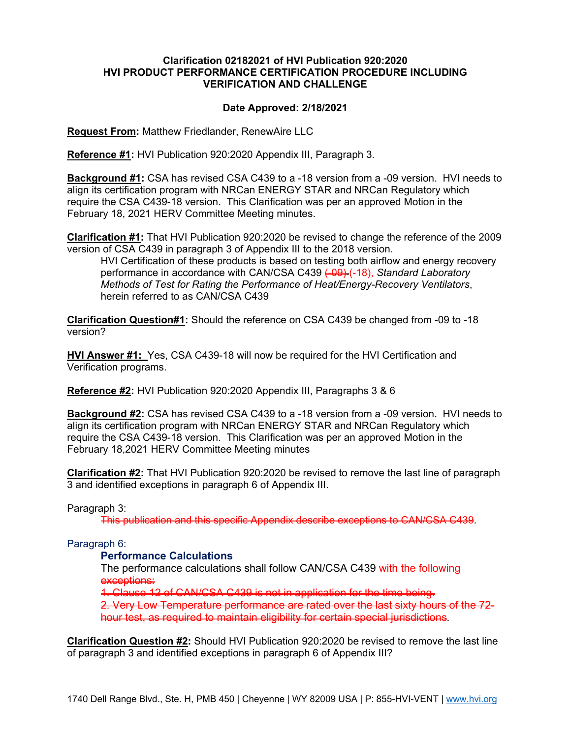**Clarification 02182021 of HVI Publication 920:2020**
**HVI PRODUCT PERFORMANCE CERTIFICATION PROCEDURE INCLUDING VERIFICATION AND CHALLENGE**

**Date Approved: 2/18/2021**

**Request From:** Matthew Friedlander, RenewAire LLC

**Reference #1:** HVI Publication 920:2020 Appendix III, Paragraph 3.

**Background #1:** CSA has revised CSA C439 to a -18 version from a -09 version. HVI needs to align its certification program with NRCan ENERGY STAR and NRCan Regulatory which require the CSA C439-18 version. This Clarification was per an approved Motion in the February 18, 2021 HERV Committee Meeting minutes.

**Clarification #1:** That HVI Publication 920:2020 be revised to change the reference of the 2009 version of CSA C439 in paragraph 3 of Appendix III to the 2018 version.

> HVI Certification of these products is based on testing both airflow and energy recovery performance in accordance with CAN/CSA C439 ~~(-09)~~ (-18), *Standard Laboratory Methods of Test for Rating the Performance of Heat/Energy-Recovery Ventilators*, herein referred to as CAN/CSA C439

**Clarification Question#1:** Should the reference on CSA C439 be changed from -09 to -18 version?

**HVI Answer #1:** Yes, CSA C439-18 will now be required for the HVI Certification and Verification programs.

**Reference #2:** HVI Publication 920:2020 Appendix III, Paragraphs 3 & 6

**Background #2:** CSA has revised CSA C439 to a -18 version from a -09 version. HVI needs to align its certification program with NRCan ENERGY STAR and NRCan Regulatory which require the CSA C439-18 version. This Clarification was per an approved Motion in the February 18,2021 HERV Committee Meeting minutes

**Clarification #2:** That HVI Publication 920:2020 be revised to remove the last line of paragraph 3 and identified exceptions in paragraph 6 of Appendix III.

Paragraph 3:

> ~~This publication and this specific Appendix describe exceptions to CAN/CSA C439~~.

Paragraph 6:

> **Performance Calculations**
>
> The performance calculations shall follow CAN/CSA C439 ~~with the following exceptions:~~
>
> ~~1. Clause 12 of CAN/CSA C439 is not in application for the time being.~~
>
> ~~2. Very Low Temperature performance are rated over the last sixty hours of the 72-hour test, as required to maintain eligibility for certain special jurisdictions~~.

**Clarification Question #2:** Should HVI Publication 920:2020 be revised to remove the last line of paragraph 3 and identified exceptions in paragraph 6 of Appendix III?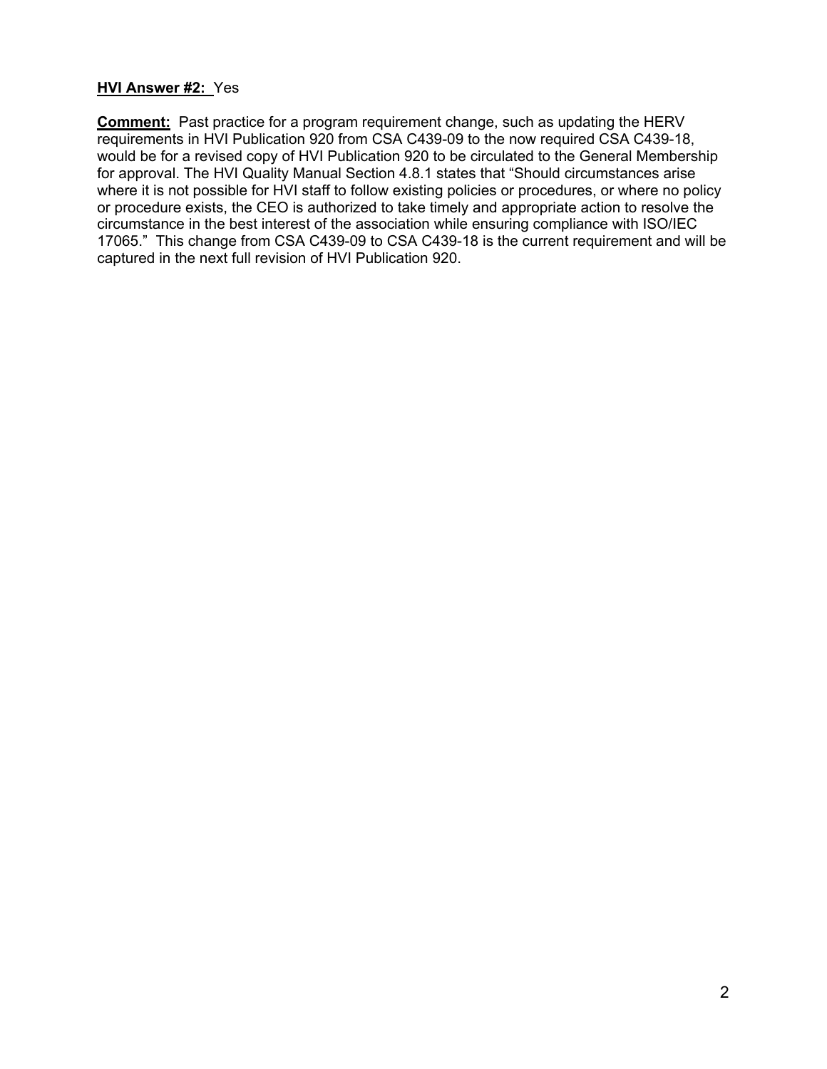**HVI Answer #2:** Yes

**Comment:** Past practice for a program requirement change, such as updating the HERV requirements in HVI Publication 920 from CSA C439-09 to the now required CSA C439-18, would be for a revised copy of HVI Publication 920 to be circulated to the General Membership for approval. The HVI Quality Manual Section 4.8.1 states that "Should circumstances arise where it is not possible for HVI staff to follow existing policies or procedures, or where no policy or procedure exists, the CEO is authorized to take timely and appropriate action to resolve the circumstance in the best interest of the association while ensuring compliance with ISO/IEC 17065." This change from CSA C439-09 to CSA C439-18 is the current requirement and will be captured in the next full revision of HVI Publication 920.